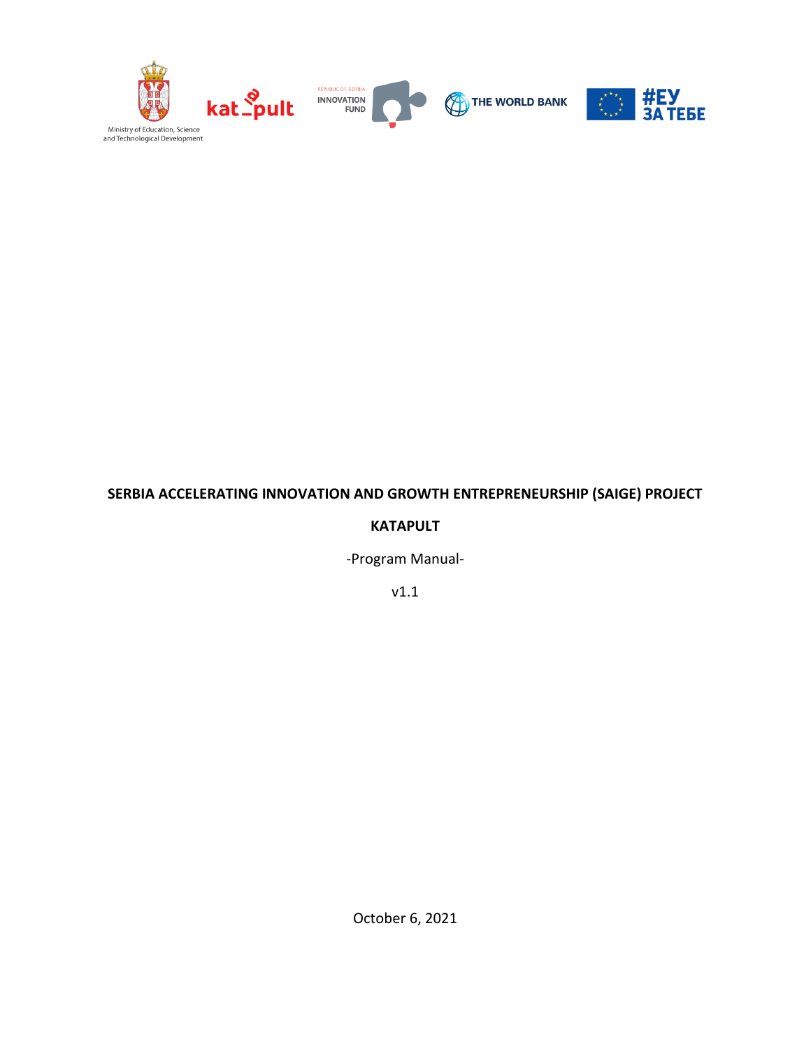Ministry of Education, Science and Technological Development

**SERBIA ACCELERATING INNOVATION AND GROWTH ENTREPRENEURSHIP (SAIGE) PROJECT**

**KATAPULT**

-Program Manual-

v1.1

October 6, 2021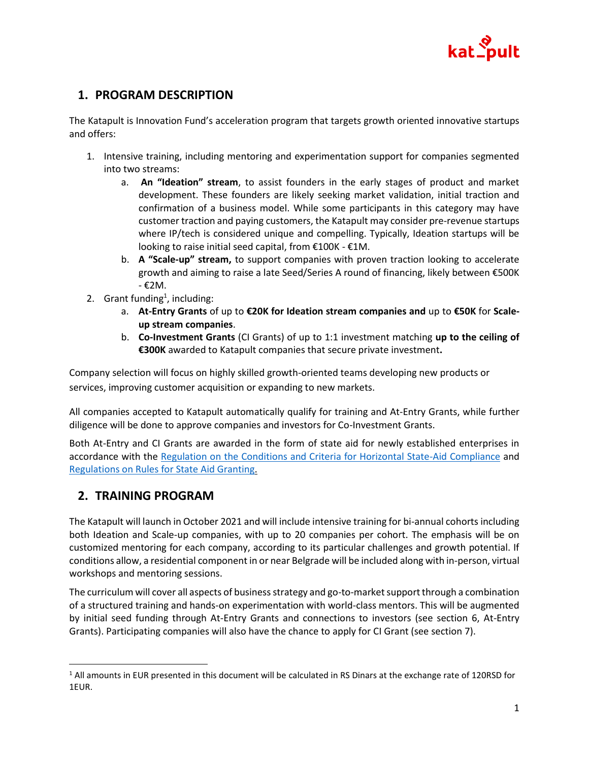## 1. PROGRAM DESCRIPTION

The Katapult is Innovation Fund's acceleration program that targets growth oriented innovative startups and offers:

1. Intensive training, including mentoring and experimentation support for companies segmented into two streams:
   a. **An "Ideation" stream**, to assist founders in the early stages of product and market development. These founders are likely seeking market validation, initial traction and confirmation of a business model. While some participants in this category may have customer traction and paying customers, the Katapult may consider pre-revenue startups where IP/tech is considered unique and compelling. Typically, Ideation startups will be looking to raise initial seed capital, from €100K - €1M.
   b. **A "Scale-up" stream,** to support companies with proven traction looking to accelerate growth and aiming to raise a late Seed/Series A round of financing, likely between €500K - €2M.
2. Grant funding[1], including:
   a. **At-Entry Grants** of up to **€20K for Ideation stream companies and** up to **€50K** for **Scale-up stream companies**.
   b. **Co-Investment Grants** (CI Grants) of up to 1:1 investment matching **up to the ceiling of €300K** awarded to Katapult companies that secure private investment**.**

Company selection will focus on highly skilled growth-oriented teams developing new products or services, improving customer acquisition or expanding to new markets.

All companies accepted to Katapult automatically qualify for training and At-Entry Grants, while further diligence will be done to approve companies and investors for Co-Investment Grants.

Both At-Entry and CI Grants are awarded in the form of state aid for newly established enterprises in accordance with the Regulation on the Conditions and Criteria for Horizontal State-Aid Compliance and Regulations on Rules for State Aid Granting.

## 2. TRAINING PROGRAM

The Katapult will launch in October 2021 and will include intensive training for bi-annual cohorts including both Ideation and Scale-up companies, with up to 20 companies per cohort. The emphasis will be on customized mentoring for each company, according to its particular challenges and growth potential. If conditions allow, a residential component in or near Belgrade will be included along with in-person, virtual workshops and mentoring sessions.

The curriculum will cover all aspects of business strategy and go-to-market support through a combination of a structured training and hands-on experimentation with world-class mentors. This will be augmented by initial seed funding through At-Entry Grants and connections to investors (see section 6, At-Entry Grants). Participating companies will also have the chance to apply for CI Grant (see section 7).

[1] All amounts in EUR presented in this document will be calculated in RS Dinars at the exchange rate of 120RSD for 1EUR.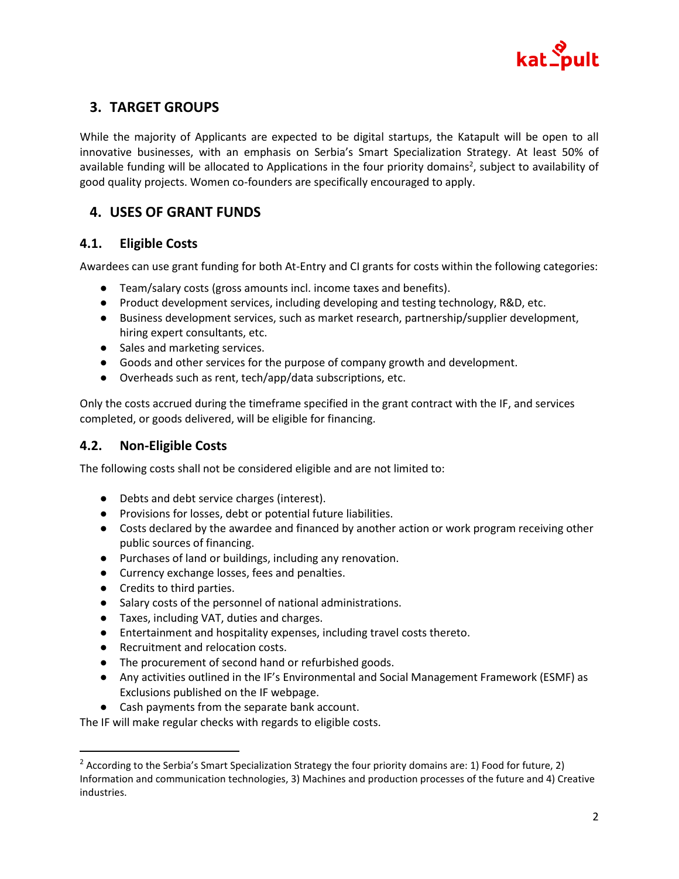## 3. TARGET GROUPS

While the majority of Applicants are expected to be digital startups, the Katapult will be open to all innovative businesses, with an emphasis on Serbia's Smart Specialization Strategy. At least 50% of available funding will be allocated to Applications in the four priority domains[2], subject to availability of good quality projects. Women co-founders are specifically encouraged to apply.

## 4. USES OF GRANT FUNDS

### 4.1. Eligible Costs

Awardees can use grant funding for both At-Entry and CI grants for costs within the following categories:

- Team/salary costs (gross amounts incl. income taxes and benefits).
- Product development services, including developing and testing technology, R&D, etc.
- Business development services, such as market research, partnership/supplier development, hiring expert consultants, etc.
- Sales and marketing services.
- Goods and other services for the purpose of company growth and development.
- Overheads such as rent, tech/app/data subscriptions, etc.

Only the costs accrued during the timeframe specified in the grant contract with the IF, and services completed, or goods delivered, will be eligible for financing.

### 4.2. Non-Eligible Costs

The following costs shall not be considered eligible and are not limited to:

- Debts and debt service charges (interest).
- Provisions for losses, debt or potential future liabilities.
- Costs declared by the awardee and financed by another action or work program receiving other public sources of financing.
- Purchases of land or buildings, including any renovation.
- Currency exchange losses, fees and penalties.
- Credits to third parties.
- Salary costs of the personnel of national administrations.
- Taxes, including VAT, duties and charges.
- Entertainment and hospitality expenses, including travel costs thereto.
- Recruitment and relocation costs.
- The procurement of second hand or refurbished goods.
- Any activities outlined in the IF's Environmental and Social Management Framework (ESMF) as Exclusions published on the IF webpage.
- Cash payments from the separate bank account.

The IF will make regular checks with regards to eligible costs.

---

[2] According to the Serbia's Smart Specialization Strategy the four priority domains are: 1) Food for future, 2) Information and communication technologies, 3) Machines and production processes of the future and 4) Creative industries.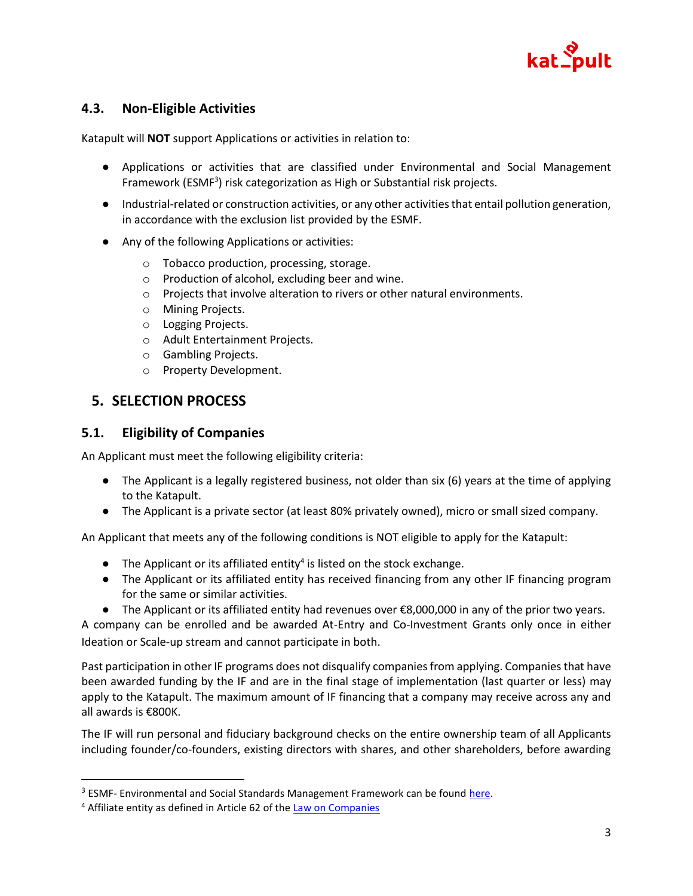### 4.3. Non-Eligible Activities

Katapult will **NOT** support Applications or activities in relation to:

- Applications or activities that are classified under Environmental and Social Management Framework (ESMF[3]) risk categorization as High or Substantial risk projects.
- Industrial-related or construction activities, or any other activities that entail pollution generation, in accordance with the exclusion list provided by the ESMF.
- Any of the following Applications or activities:
  - Tobacco production, processing, storage.
  - Production of alcohol, excluding beer and wine.
  - Projects that involve alteration to rivers or other natural environments.
  - Mining Projects.
  - Logging Projects.
  - Adult Entertainment Projects.
  - Gambling Projects.
  - Property Development.

## 5. SELECTION PROCESS

### 5.1. Eligibility of Companies

An Applicant must meet the following eligibility criteria:

- The Applicant is a legally registered business, not older than six (6) years at the time of applying to the Katapult.
- The Applicant is a private sector (at least 80% privately owned), micro or small sized company.

An Applicant that meets any of the following conditions is NOT eligible to apply for the Katapult:

- The Applicant or its affiliated entity[4] is listed on the stock exchange.
- The Applicant or its affiliated entity has received financing from any other IF financing program for the same or similar activities.
- The Applicant or its affiliated entity had revenues over €8,000,000 in any of the prior two years.

A company can be enrolled and be awarded At-Entry and Co-Investment Grants only once in either Ideation or Scale-up stream and cannot participate in both.

Past participation in other IF programs does not disqualify companies from applying. Companies that have been awarded funding by the IF and are in the final stage of implementation (last quarter or less) may apply to the Katapult. The maximum amount of IF financing that a company may receive across any and all awards is €800K.

The IF will run personal and fiduciary background checks on the entire ownership team of all Applicants including founder/co-founders, existing directors with shares, and other shareholders, before awarding

---

[3] ESMF- Environmental and Social Standards Management Framework can be found here.

[4] Affiliate entity as defined in Article 62 of the Law on Companies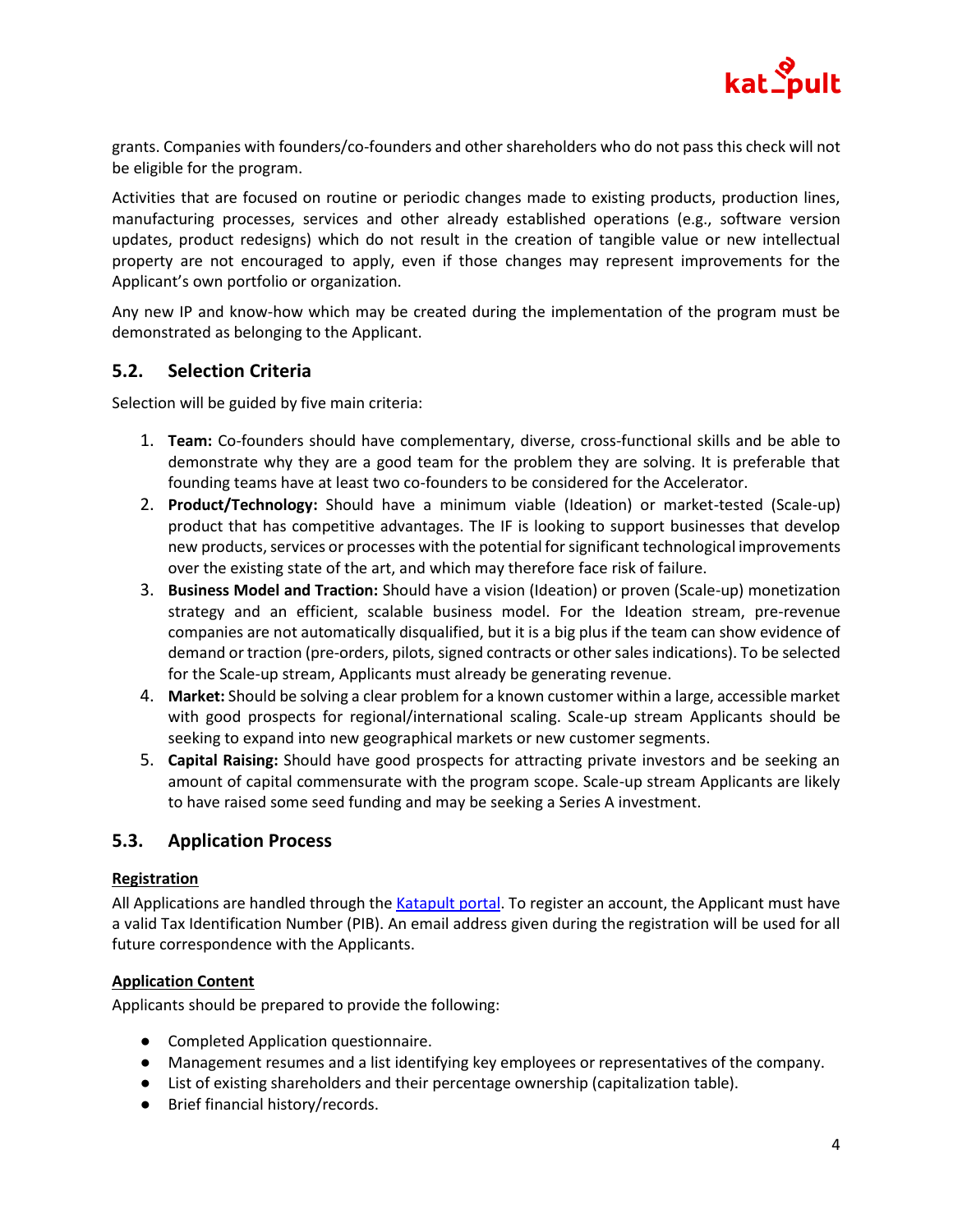grants. Companies with founders/co-founders and other shareholders who do not pass this check will not be eligible for the program.

Activities that are focused on routine or periodic changes made to existing products, production lines, manufacturing processes, services and other already established operations (e.g., software version updates, product redesigns) which do not result in the creation of tangible value or new intellectual property are not encouraged to apply, even if those changes may represent improvements for the Applicant's own portfolio or organization.

Any new IP and know-how which may be created during the implementation of the program must be demonstrated as belonging to the Applicant.

## 5.2. Selection Criteria

Selection will be guided by five main criteria:

1. **Team:** Co-founders should have complementary, diverse, cross-functional skills and be able to demonstrate why they are a good team for the problem they are solving. It is preferable that founding teams have at least two co-founders to be considered for the Accelerator.
2. **Product/Technology:** Should have a minimum viable (Ideation) or market-tested (Scale-up) product that has competitive advantages. The IF is looking to support businesses that develop new products, services or processes with the potential for significant technological improvements over the existing state of the art, and which may therefore face risk of failure.
3. **Business Model and Traction:** Should have a vision (Ideation) or proven (Scale-up) monetization strategy and an efficient, scalable business model. For the Ideation stream, pre-revenue companies are not automatically disqualified, but it is a big plus if the team can show evidence of demand or traction (pre-orders, pilots, signed contracts or other sales indications). To be selected for the Scale-up stream, Applicants must already be generating revenue.
4. **Market:** Should be solving a clear problem for a known customer within a large, accessible market with good prospects for regional/international scaling. Scale-up stream Applicants should be seeking to expand into new geographical markets or new customer segments.
5. **Capital Raising:** Should have good prospects for attracting private investors and be seeking an amount of capital commensurate with the program scope. Scale-up stream Applicants are likely to have raised some seed funding and may be seeking a Series A investment.

## 5.3. Application Process

**Registration**

All Applications are handled through the Katapult portal. To register an account, the Applicant must have a valid Tax Identification Number (PIB). An email address given during the registration will be used for all future correspondence with the Applicants.

**Application Content**

Applicants should be prepared to provide the following:

- Completed Application questionnaire.
- Management resumes and a list identifying key employees or representatives of the company.
- List of existing shareholders and their percentage ownership (capitalization table).
- Brief financial history/records.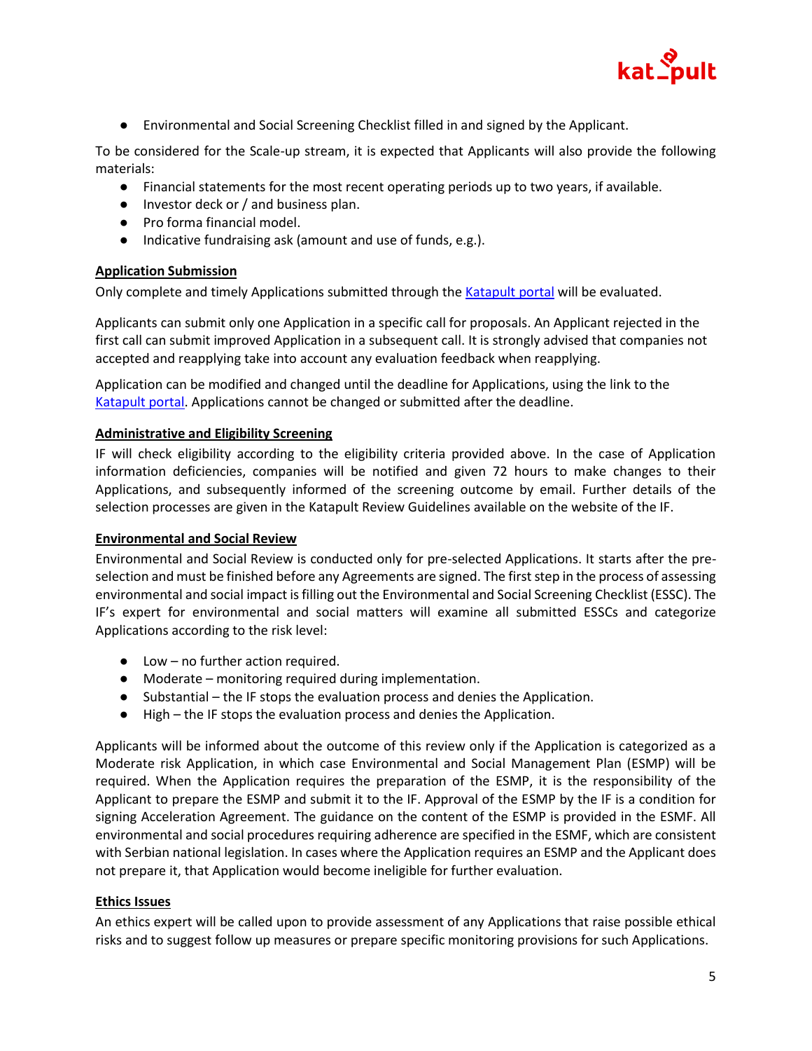- Environmental and Social Screening Checklist filled in and signed by the Applicant.

To be considered for the Scale-up stream, it is expected that Applicants will also provide the following materials:

- Financial statements for the most recent operating periods up to two years, if available.
- Investor deck or / and business plan.
- Pro forma financial model.
- Indicative fundraising ask (amount and use of funds, e.g.).

**Application Submission**

Only complete and timely Applications submitted through the [Katapult portal]() will be evaluated.

Applicants can submit only one Application in a specific call for proposals. An Applicant rejected in the first call can submit improved Application in a subsequent call. It is strongly advised that companies not accepted and reapplying take into account any evaluation feedback when reapplying.

Application can be modified and changed until the deadline for Applications, using the link to the [Katapult portal](). Applications cannot be changed or submitted after the deadline.

**Administrative and Eligibility Screening**

IF will check eligibility according to the eligibility criteria provided above. In the case of Application information deficiencies, companies will be notified and given 72 hours to make changes to their Applications, and subsequently informed of the screening outcome by email. Further details of the selection processes are given in the Katapult Review Guidelines available on the website of the IF.

**Environmental and Social Review**

Environmental and Social Review is conducted only for pre-selected Applications. It starts after the pre-selection and must be finished before any Agreements are signed. The first step in the process of assessing environmental and social impact is filling out the Environmental and Social Screening Checklist (ESSC). The IF's expert for environmental and social matters will examine all submitted ESSCs and categorize Applications according to the risk level:

- Low – no further action required.
- Moderate – monitoring required during implementation.
- Substantial – the IF stops the evaluation process and denies the Application.
- High – the IF stops the evaluation process and denies the Application.

Applicants will be informed about the outcome of this review only if the Application is categorized as a Moderate risk Application, in which case Environmental and Social Management Plan (ESMP) will be required. When the Application requires the preparation of the ESMP, it is the responsibility of the Applicant to prepare the ESMP and submit it to the IF. Approval of the ESMP by the IF is a condition for signing Acceleration Agreement. The guidance on the content of the ESMP is provided in the ESMF. All environmental and social procedures requiring adherence are specified in the ESMF, which are consistent with Serbian national legislation. In cases where the Application requires an ESMP and the Applicant does not prepare it, that Application would become ineligible for further evaluation.

**Ethics Issues**

An ethics expert will be called upon to provide assessment of any Applications that raise possible ethical risks and to suggest follow up measures or prepare specific monitoring provisions for such Applications.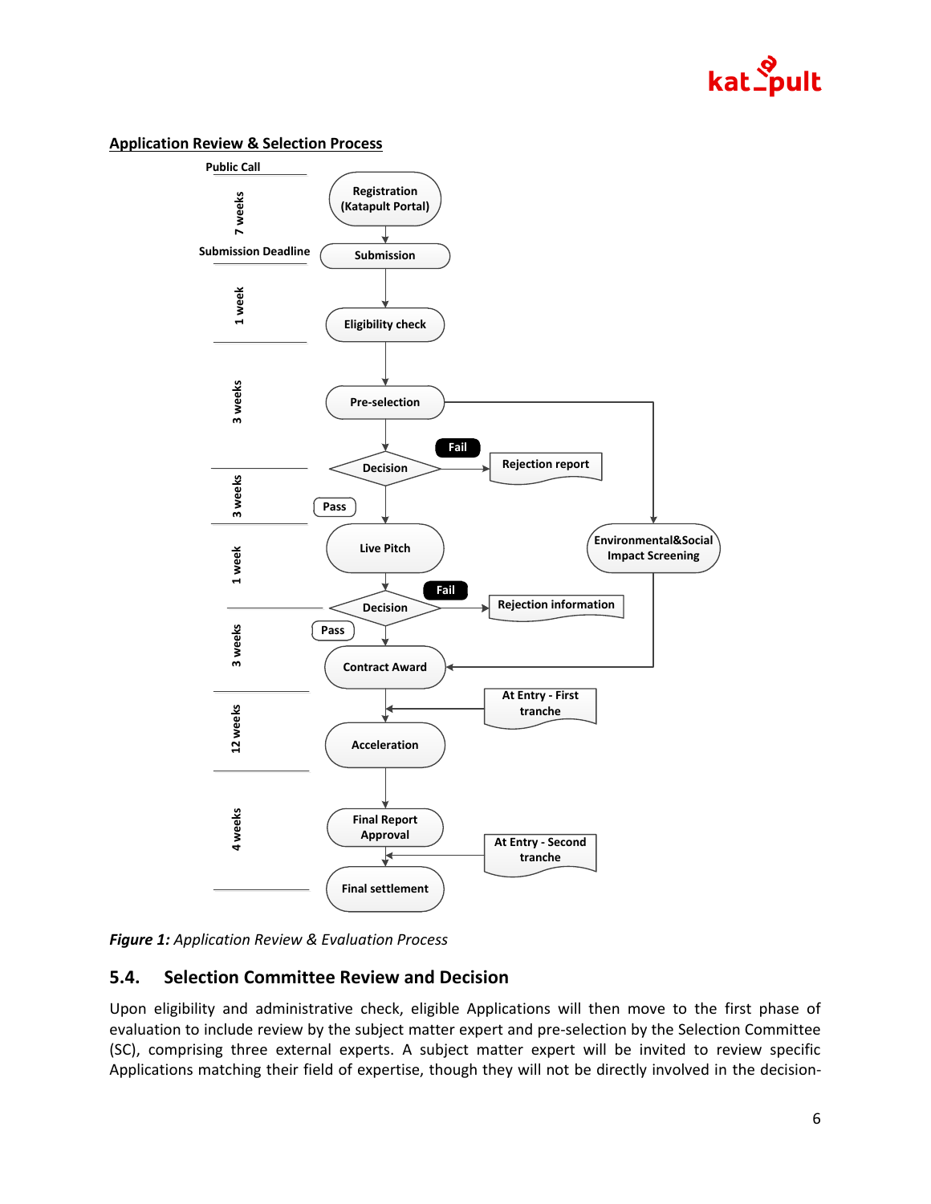**Application Review & Selection Process**

Figure 1: Application Review & Evaluation Process

*Figure 1: Application Review & Evaluation Process*

## 5.4. Selection Committee Review and Decision

Upon eligibility and administrative check, eligible Applications will then move to the first phase of evaluation to include review by the subject matter expert and pre-selection by the Selection Committee (SC), comprising three external experts. A subject matter expert will be invited to review specific Applications matching their field of expertise, though they will not be directly involved in the decision-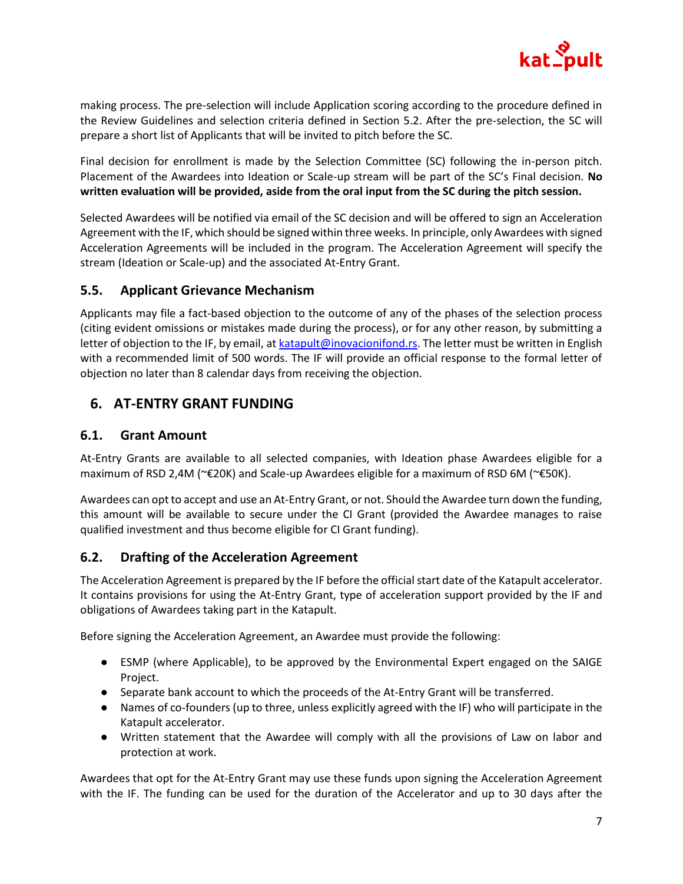making process. The pre-selection will include Application scoring according to the procedure defined in the Review Guidelines and selection criteria defined in Section 5.2. After the pre-selection, the SC will prepare a short list of Applicants that will be invited to pitch before the SC.

Final decision for enrollment is made by the Selection Committee (SC) following the in-person pitch. Placement of the Awardees into Ideation or Scale-up stream will be part of the SC's Final decision. **No written evaluation will be provided, aside from the oral input from the SC during the pitch session.**

Selected Awardees will be notified via email of the SC decision and will be offered to sign an Acceleration Agreement with the IF, which should be signed within three weeks. In principle, only Awardees with signed Acceleration Agreements will be included in the program. The Acceleration Agreement will specify the stream (Ideation or Scale-up) and the associated At-Entry Grant.

### 5.5. Applicant Grievance Mechanism

Applicants may file a fact-based objection to the outcome of any of the phases of the selection process (citing evident omissions or mistakes made during the process), or for any other reason, by submitting a letter of objection to the IF, by email, at katapult@inovacionifond.rs. The letter must be written in English with a recommended limit of 500 words. The IF will provide an official response to the formal letter of objection no later than 8 calendar days from receiving the objection.

## 6. AT-ENTRY GRANT FUNDING

### 6.1. Grant Amount

At-Entry Grants are available to all selected companies, with Ideation phase Awardees eligible for a maximum of RSD 2,4M (~€20K) and Scale-up Awardees eligible for a maximum of RSD 6M (~€50K).

Awardees can opt to accept and use an At-Entry Grant, or not. Should the Awardee turn down the funding, this amount will be available to secure under the CI Grant (provided the Awardee manages to raise qualified investment and thus become eligible for CI Grant funding).

### 6.2. Drafting of the Acceleration Agreement

The Acceleration Agreement is prepared by the IF before the official start date of the Katapult accelerator. It contains provisions for using the At-Entry Grant, type of acceleration support provided by the IF and obligations of Awardees taking part in the Katapult.

Before signing the Acceleration Agreement, an Awardee must provide the following:

- ESMP (where Applicable), to be approved by the Environmental Expert engaged on the SAIGE Project.
- Separate bank account to which the proceeds of the At-Entry Grant will be transferred.
- Names of co-founders (up to three, unless explicitly agreed with the IF) who will participate in the Katapult accelerator.
- Written statement that the Awardee will comply with all the provisions of Law on labor and protection at work.

Awardees that opt for the At-Entry Grant may use these funds upon signing the Acceleration Agreement with the IF. The funding can be used for the duration of the Accelerator and up to 30 days after the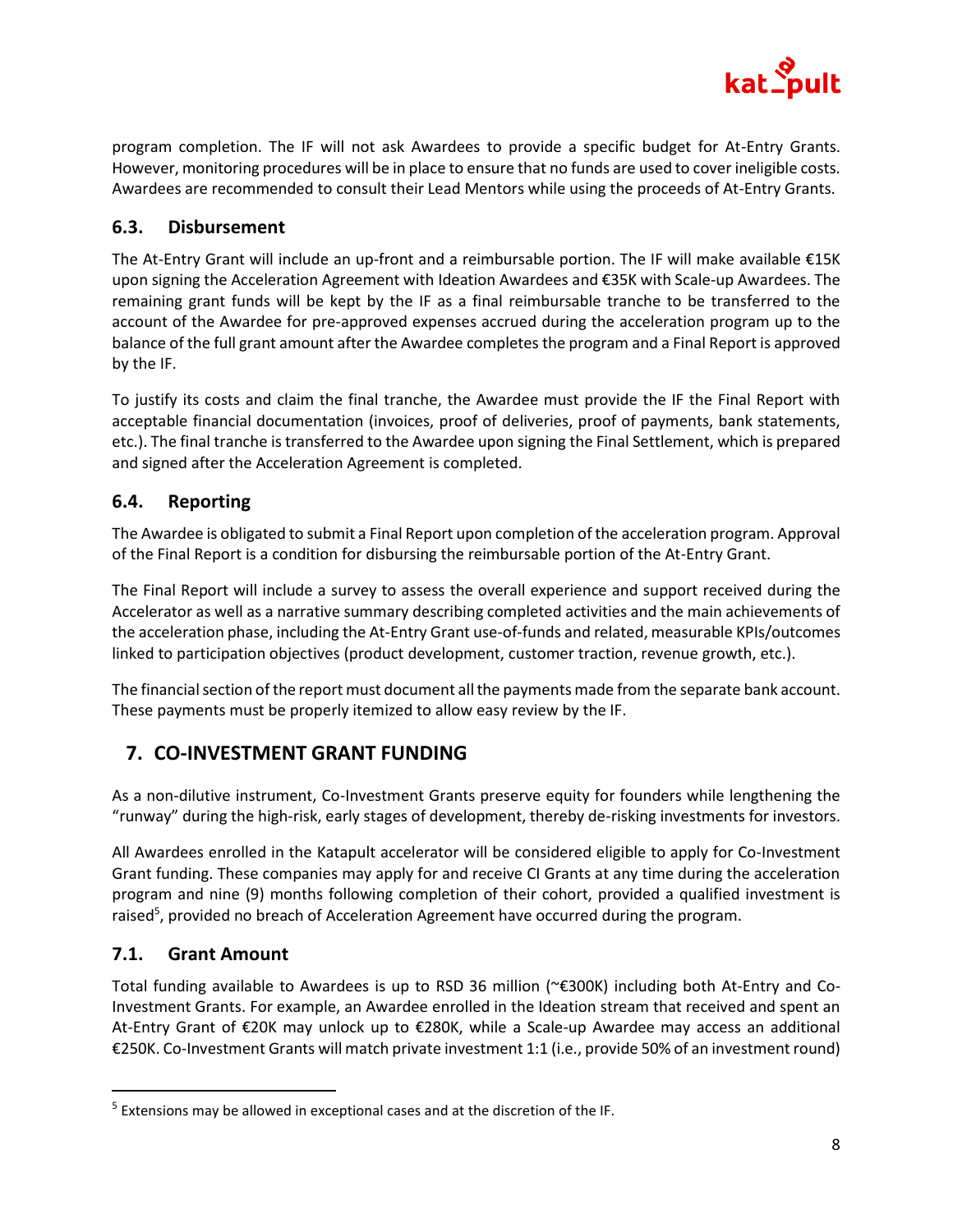program completion. The IF will not ask Awardees to provide a specific budget for At-Entry Grants. However, monitoring procedures will be in place to ensure that no funds are used to cover ineligible costs. Awardees are recommended to consult their Lead Mentors while using the proceeds of At-Entry Grants.

### 6.3. Disbursement

The At-Entry Grant will include an up-front and a reimbursable portion. The IF will make available €15K upon signing the Acceleration Agreement with Ideation Awardees and €35K with Scale-up Awardees. The remaining grant funds will be kept by the IF as a final reimbursable tranche to be transferred to the account of the Awardee for pre-approved expenses accrued during the acceleration program up to the balance of the full grant amount after the Awardee completes the program and a Final Report is approved by the IF.

To justify its costs and claim the final tranche, the Awardee must provide the IF the Final Report with acceptable financial documentation (invoices, proof of deliveries, proof of payments, bank statements, etc.). The final tranche is transferred to the Awardee upon signing the Final Settlement, which is prepared and signed after the Acceleration Agreement is completed.

### 6.4. Reporting

The Awardee is obligated to submit a Final Report upon completion of the acceleration program. Approval of the Final Report is a condition for disbursing the reimbursable portion of the At-Entry Grant.

The Final Report will include a survey to assess the overall experience and support received during the Accelerator as well as a narrative summary describing completed activities and the main achievements of the acceleration phase, including the At-Entry Grant use-of-funds and related, measurable KPIs/outcomes linked to participation objectives (product development, customer traction, revenue growth, etc.).

The financial section of the report must document all the payments made from the separate bank account. These payments must be properly itemized to allow easy review by the IF.

## 7. CO-INVESTMENT GRANT FUNDING

As a non-dilutive instrument, Co-Investment Grants preserve equity for founders while lengthening the "runway" during the high-risk, early stages of development, thereby de-risking investments for investors.

All Awardees enrolled in the Katapult accelerator will be considered eligible to apply for Co-Investment Grant funding. These companies may apply for and receive CI Grants at any time during the acceleration program and nine (9) months following completion of their cohort, provided a qualified investment is raised[5], provided no breach of Acceleration Agreement have occurred during the program.

### 7.1. Grant Amount

Total funding available to Awardees is up to RSD 36 million (~€300K) including both At-Entry and Co-Investment Grants. For example, an Awardee enrolled in the Ideation stream that received and spent an At-Entry Grant of €20K may unlock up to €280K, while a Scale-up Awardee may access an additional €250K. Co-Investment Grants will match private investment 1:1 (i.e., provide 50% of an investment round)

[5] Extensions may be allowed in exceptional cases and at the discretion of the IF.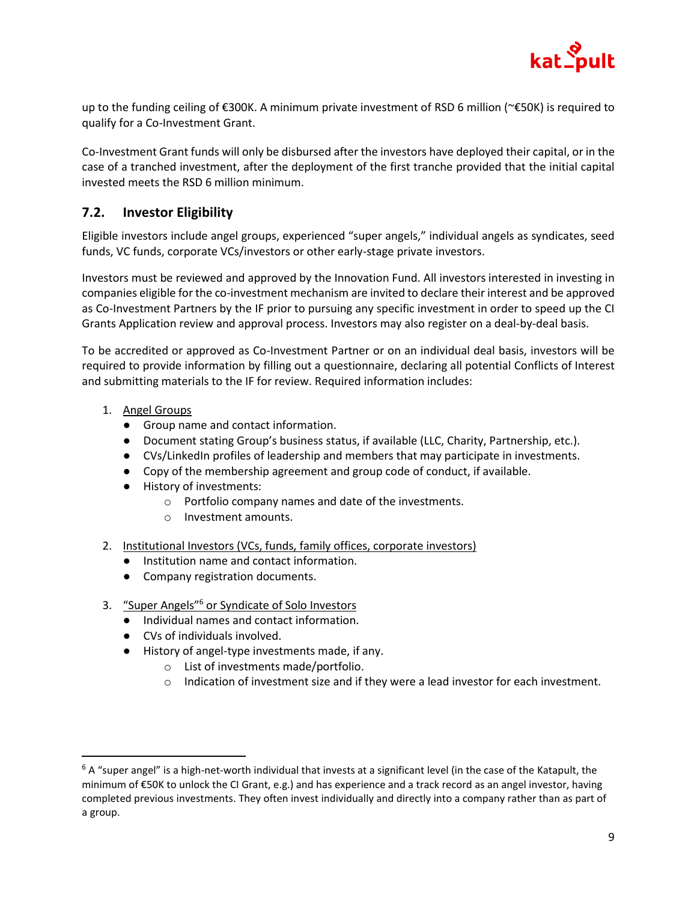up to the funding ceiling of €300K. A minimum private investment of RSD 6 million (~€50K) is required to qualify for a Co-Investment Grant.

Co-Investment Grant funds will only be disbursed after the investors have deployed their capital, or in the case of a tranched investment, after the deployment of the first tranche provided that the initial capital invested meets the RSD 6 million minimum.

## 7.2. Investor Eligibility

Eligible investors include angel groups, experienced "super angels," individual angels as syndicates, seed funds, VC funds, corporate VCs/investors or other early-stage private investors.

Investors must be reviewed and approved by the Innovation Fund. All investors interested in investing in companies eligible for the co-investment mechanism are invited to declare their interest and be approved as Co-Investment Partners by the IF prior to pursuing any specific investment in order to speed up the CI Grants Application review and approval process. Investors may also register on a deal-by-deal basis.

To be accredited or approved as Co-Investment Partner or on an individual deal basis, investors will be required to provide information by filling out a questionnaire, declaring all potential Conflicts of Interest and submitting materials to the IF for review. Required information includes:

1. Angel Groups
   - Group name and contact information.
   - Document stating Group's business status, if available (LLC, Charity, Partnership, etc.).
   - CVs/LinkedIn profiles of leadership and members that may participate in investments.
   - Copy of the membership agreement and group code of conduct, if available.
   - History of investments:
     - Portfolio company names and date of the investments.
     - Investment amounts.

2. Institutional Investors (VCs, funds, family offices, corporate investors)
   - Institution name and contact information.
   - Company registration documents.

3. "Super Angels"[6] or Syndicate of Solo Investors
   - Individual names and contact information.
   - CVs of individuals involved.
   - History of angel-type investments made, if any.
     - List of investments made/portfolio.
     - Indication of investment size and if they were a lead investor for each investment.

[6] A "super angel" is a high-net-worth individual that invests at a significant level (in the case of the Katapult, the minimum of €50K to unlock the CI Grant, e.g.) and has experience and a track record as an angel investor, having completed previous investments. They often invest individually and directly into a company rather than as part of a group.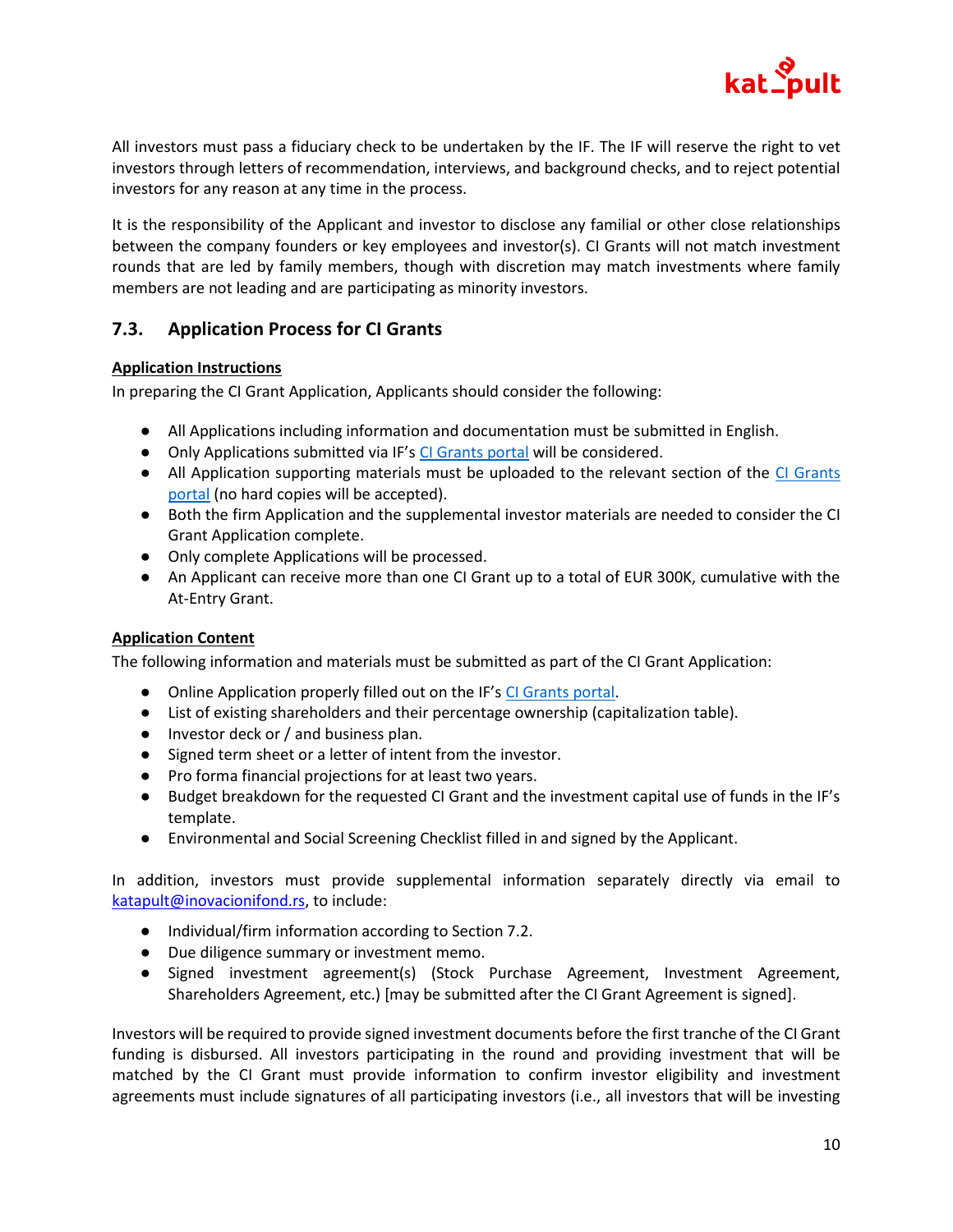All investors must pass a fiduciary check to be undertaken by the IF. The IF will reserve the right to vet investors through letters of recommendation, interviews, and background checks, and to reject potential investors for any reason at any time in the process.

It is the responsibility of the Applicant and investor to disclose any familial or other close relationships between the company founders or key employees and investor(s). CI Grants will not match investment rounds that are led by family members, though with discretion may match investments where family members are not leading and are participating as minority investors.

## 7.3. Application Process for CI Grants

**Application Instructions**

In preparing the CI Grant Application, Applicants should consider the following:

- All Applications including information and documentation must be submitted in English.
- Only Applications submitted via IF's CI Grants portal will be considered.
- All Application supporting materials must be uploaded to the relevant section of the CI Grants portal (no hard copies will be accepted).
- Both the firm Application and the supplemental investor materials are needed to consider the CI Grant Application complete.
- Only complete Applications will be processed.
- An Applicant can receive more than one CI Grant up to a total of EUR 300K, cumulative with the At-Entry Grant.

**Application Content**

The following information and materials must be submitted as part of the CI Grant Application:

- Online Application properly filled out on the IF's CI Grants portal.
- List of existing shareholders and their percentage ownership (capitalization table).
- Investor deck or / and business plan.
- Signed term sheet or a letter of intent from the investor.
- Pro forma financial projections for at least two years.
- Budget breakdown for the requested CI Grant and the investment capital use of funds in the IF's template.
- Environmental and Social Screening Checklist filled in and signed by the Applicant.

In addition, investors must provide supplemental information separately directly via email to katapult@inovacionifond.rs, to include:

- Individual/firm information according to Section 7.2.
- Due diligence summary or investment memo.
- Signed investment agreement(s) (Stock Purchase Agreement, Investment Agreement, Shareholders Agreement, etc.) [may be submitted after the CI Grant Agreement is signed].

Investors will be required to provide signed investment documents before the first tranche of the CI Grant funding is disbursed. All investors participating in the round and providing investment that will be matched by the CI Grant must provide information to confirm investor eligibility and investment agreements must include signatures of all participating investors (i.e., all investors that will be investing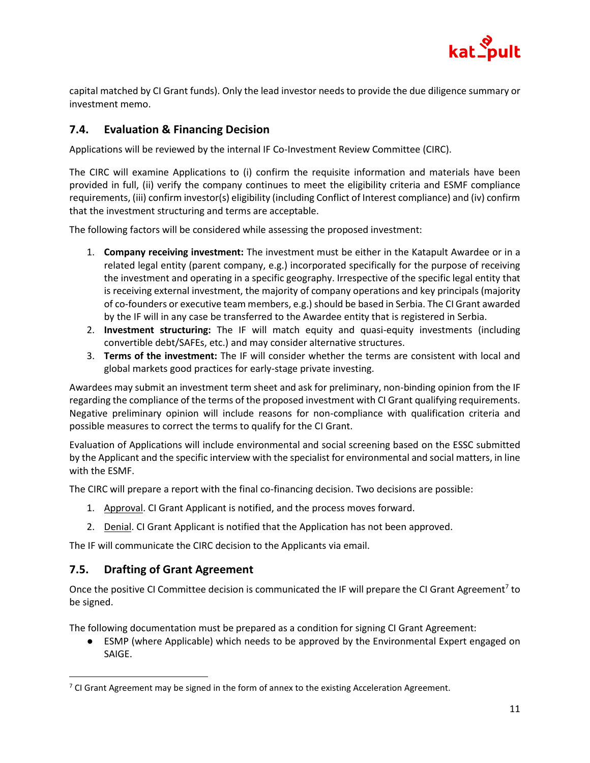capital matched by CI Grant funds). Only the lead investor needs to provide the due diligence summary or investment memo.

## 7.4. Evaluation & Financing Decision

Applications will be reviewed by the internal IF Co-Investment Review Committee (CIRC).

The CIRC will examine Applications to (i) confirm the requisite information and materials have been provided in full, (ii) verify the company continues to meet the eligibility criteria and ESMF compliance requirements, (iii) confirm investor(s) eligibility (including Conflict of Interest compliance) and (iv) confirm that the investment structuring and terms are acceptable.

The following factors will be considered while assessing the proposed investment:

1. **Company receiving investment:** The investment must be either in the Katapult Awardee or in a related legal entity (parent company, e.g.) incorporated specifically for the purpose of receiving the investment and operating in a specific geography. Irrespective of the specific legal entity that is receiving external investment, the majority of company operations and key principals (majority of co-founders or executive team members, e.g.) should be based in Serbia. The CI Grant awarded by the IF will in any case be transferred to the Awardee entity that is registered in Serbia.
2. **Investment structuring:** The IF will match equity and quasi-equity investments (including convertible debt/SAFEs, etc.) and may consider alternative structures.
3. **Terms of the investment:** The IF will consider whether the terms are consistent with local and global markets good practices for early-stage private investing.

Awardees may submit an investment term sheet and ask for preliminary, non-binding opinion from the IF regarding the compliance of the terms of the proposed investment with CI Grant qualifying requirements. Negative preliminary opinion will include reasons for non-compliance with qualification criteria and possible measures to correct the terms to qualify for the CI Grant.

Evaluation of Applications will include environmental and social screening based on the ESSC submitted by the Applicant and the specific interview with the specialist for environmental and social matters, in line with the ESMF.

The CIRC will prepare a report with the final co-financing decision. Two decisions are possible:

1. Approval. CI Grant Applicant is notified, and the process moves forward.
2. Denial. CI Grant Applicant is notified that the Application has not been approved.

The IF will communicate the CIRC decision to the Applicants via email.

## 7.5. Drafting of Grant Agreement

Once the positive CI Committee decision is communicated the IF will prepare the CI Grant Agreement[7] to be signed.

The following documentation must be prepared as a condition for signing CI Grant Agreement:

- ESMP (where Applicable) which needs to be approved by the Environmental Expert engaged on SAIGE.

[7] CI Grant Agreement may be signed in the form of annex to the existing Acceleration Agreement.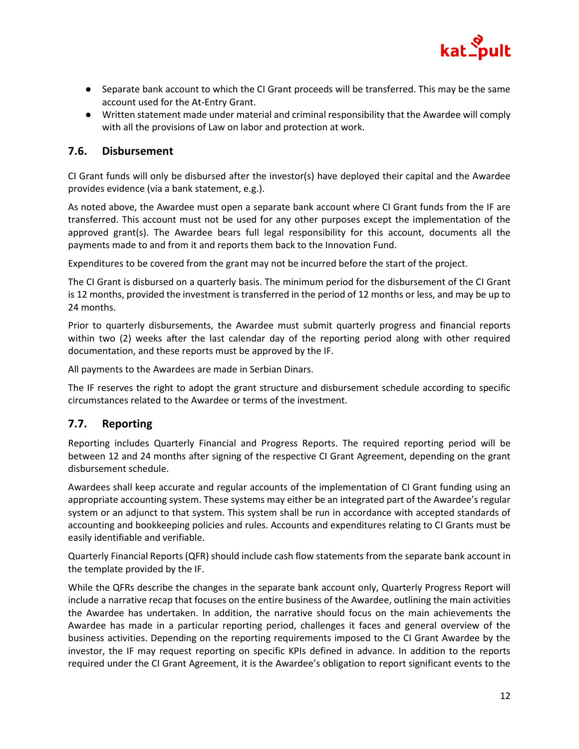- Separate bank account to which the CI Grant proceeds will be transferred. This may be the same account used for the At-Entry Grant.
- Written statement made under material and criminal responsibility that the Awardee will comply with all the provisions of Law on labor and protection at work.

### 7.6. Disbursement

CI Grant funds will only be disbursed after the investor(s) have deployed their capital and the Awardee provides evidence (via a bank statement, e.g.).

As noted above, the Awardee must open a separate bank account where CI Grant funds from the IF are transferred. This account must not be used for any other purposes except the implementation of the approved grant(s). The Awardee bears full legal responsibility for this account, documents all the payments made to and from it and reports them back to the Innovation Fund.

Expenditures to be covered from the grant may not be incurred before the start of the project.

The CI Grant is disbursed on a quarterly basis. The minimum period for the disbursement of the CI Grant is 12 months, provided the investment is transferred in the period of 12 months or less, and may be up to 24 months.

Prior to quarterly disbursements, the Awardee must submit quarterly progress and financial reports within two (2) weeks after the last calendar day of the reporting period along with other required documentation, and these reports must be approved by the IF.

All payments to the Awardees are made in Serbian Dinars.

The IF reserves the right to adopt the grant structure and disbursement schedule according to specific circumstances related to the Awardee or terms of the investment.

### 7.7. Reporting

Reporting includes Quarterly Financial and Progress Reports. The required reporting period will be between 12 and 24 months after signing of the respective CI Grant Agreement, depending on the grant disbursement schedule.

Awardees shall keep accurate and regular accounts of the implementation of CI Grant funding using an appropriate accounting system. These systems may either be an integrated part of the Awardee's regular system or an adjunct to that system. This system shall be run in accordance with accepted standards of accounting and bookkeeping policies and rules. Accounts and expenditures relating to CI Grants must be easily identifiable and verifiable.

Quarterly Financial Reports (QFR) should include cash flow statements from the separate bank account in the template provided by the IF.

While the QFRs describe the changes in the separate bank account only, Quarterly Progress Report will include a narrative recap that focuses on the entire business of the Awardee, outlining the main activities the Awardee has undertaken. In addition, the narrative should focus on the main achievements the Awardee has made in a particular reporting period, challenges it faces and general overview of the business activities. Depending on the reporting requirements imposed to the CI Grant Awardee by the investor, the IF may request reporting on specific KPIs defined in advance. In addition to the reports required under the CI Grant Agreement, it is the Awardee's obligation to report significant events to the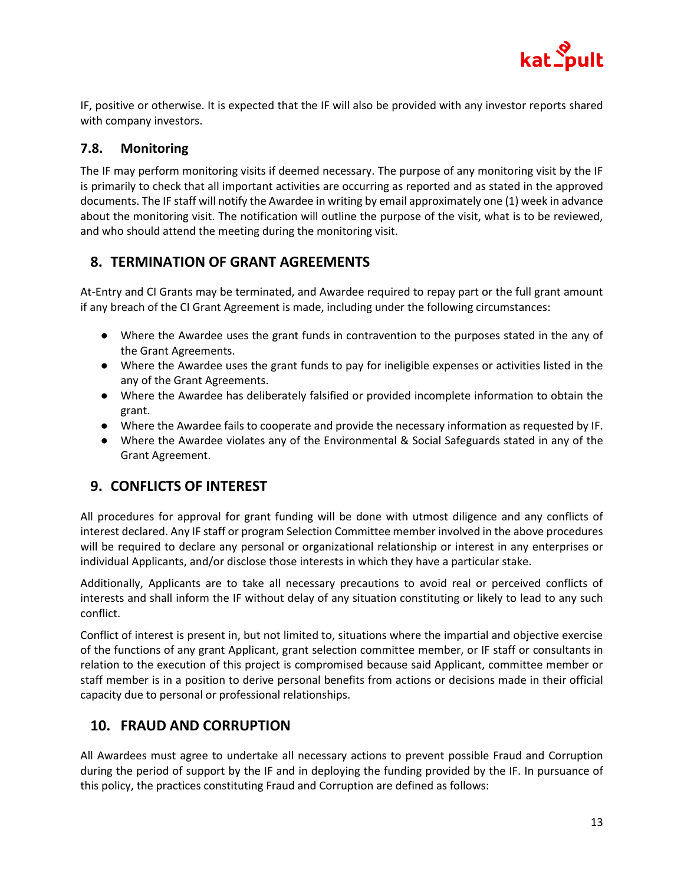IF, positive or otherwise. It is expected that the IF will also be provided with any investor reports shared with company investors.

### 7.8. Monitoring

The IF may perform monitoring visits if deemed necessary. The purpose of any monitoring visit by the IF is primarily to check that all important activities are occurring as reported and as stated in the approved documents. The IF staff will notify the Awardee in writing by email approximately one (1) week in advance about the monitoring visit. The notification will outline the purpose of the visit, what is to be reviewed, and who should attend the meeting during the monitoring visit.

## 8. TERMINATION OF GRANT AGREEMENTS

At-Entry and CI Grants may be terminated, and Awardee required to repay part or the full grant amount if any breach of the CI Grant Agreement is made, including under the following circumstances:

- Where the Awardee uses the grant funds in contravention to the purposes stated in the any of the Grant Agreements.
- Where the Awardee uses the grant funds to pay for ineligible expenses or activities listed in the any of the Grant Agreements.
- Where the Awardee has deliberately falsified or provided incomplete information to obtain the grant.
- Where the Awardee fails to cooperate and provide the necessary information as requested by IF.
- Where the Awardee violates any of the Environmental & Social Safeguards stated in any of the Grant Agreement.

## 9. CONFLICTS OF INTEREST

All procedures for approval for grant funding will be done with utmost diligence and any conflicts of interest declared. Any IF staff or program Selection Committee member involved in the above procedures will be required to declare any personal or organizational relationship or interest in any enterprises or individual Applicants, and/or disclose those interests in which they have a particular stake.

Additionally, Applicants are to take all necessary precautions to avoid real or perceived conflicts of interests and shall inform the IF without delay of any situation constituting or likely to lead to any such conflict.

Conflict of interest is present in, but not limited to, situations where the impartial and objective exercise of the functions of any grant Applicant, grant selection committee member, or IF staff or consultants in relation to the execution of this project is compromised because said Applicant, committee member or staff member is in a position to derive personal benefits from actions or decisions made in their official capacity due to personal or professional relationships.

## 10. FRAUD AND CORRUPTION

All Awardees must agree to undertake all necessary actions to prevent possible Fraud and Corruption during the period of support by the IF and in deploying the funding provided by the IF. In pursuance of this policy, the practices constituting Fraud and Corruption are defined as follows: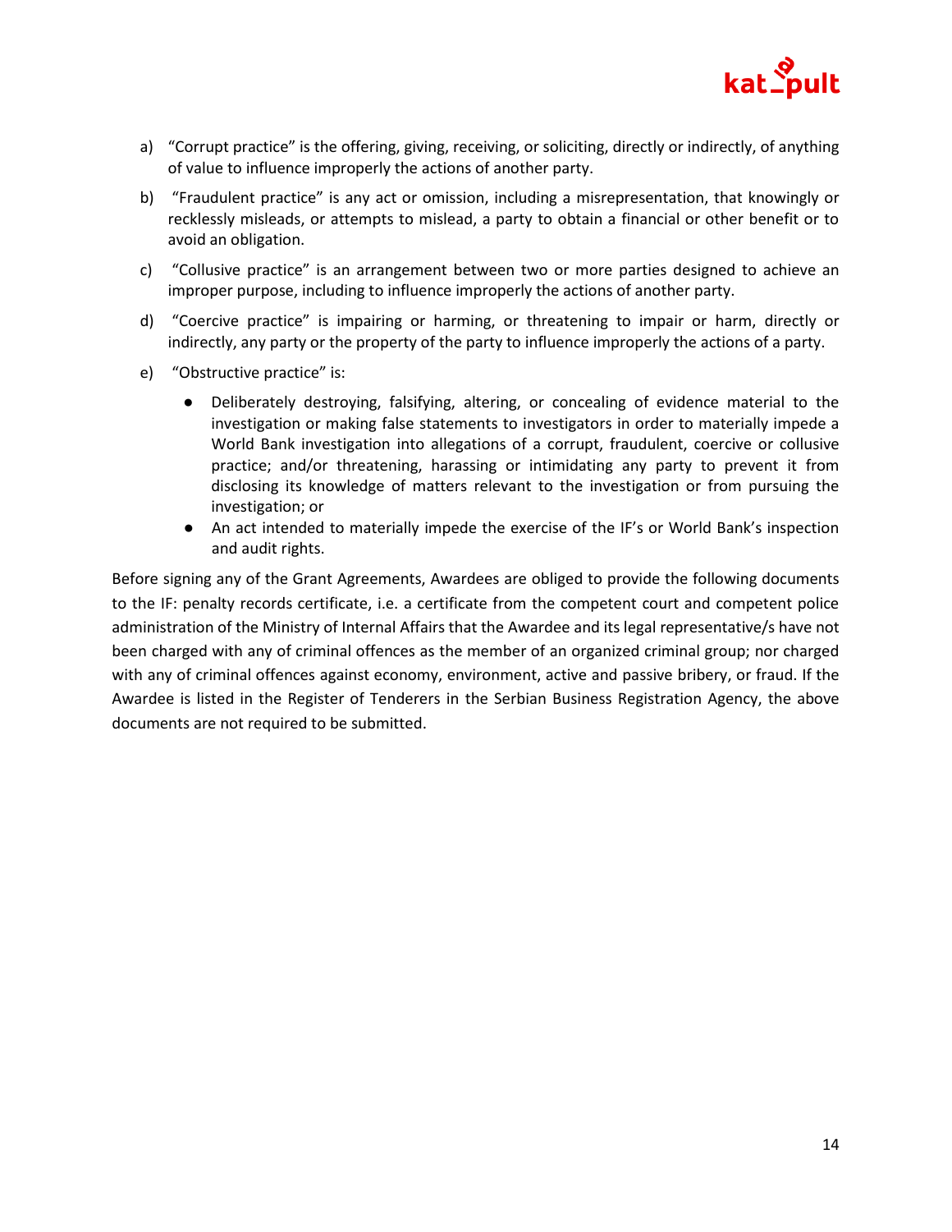a) "Corrupt practice" is the offering, giving, receiving, or soliciting, directly or indirectly, of anything of value to influence improperly the actions of another party.

b) "Fraudulent practice" is any act or omission, including a misrepresentation, that knowingly or recklessly misleads, or attempts to mislead, a party to obtain a financial or other benefit or to avoid an obligation.

c) "Collusive practice" is an arrangement between two or more parties designed to achieve an improper purpose, including to influence improperly the actions of another party.

d) "Coercive practice" is impairing or harming, or threatening to impair or harm, directly or indirectly, any party or the property of the party to influence improperly the actions of a party.

e) "Obstructive practice" is:

- Deliberately destroying, falsifying, altering, or concealing of evidence material to the investigation or making false statements to investigators in order to materially impede a World Bank investigation into allegations of a corrupt, fraudulent, coercive or collusive practice; and/or threatening, harassing or intimidating any party to prevent it from disclosing its knowledge of matters relevant to the investigation or from pursuing the investigation; or
- An act intended to materially impede the exercise of the IF's or World Bank's inspection and audit rights.

Before signing any of the Grant Agreements, Awardees are obliged to provide the following documents to the IF: penalty records certificate, i.e. a certificate from the competent court and competent police administration of the Ministry of Internal Affairs that the Awardee and its legal representative/s have not been charged with any of criminal offences as the member of an organized criminal group; nor charged with any of criminal offences against economy, environment, active and passive bribery, or fraud. If the Awardee is listed in the Register of Tenderers in the Serbian Business Registration Agency, the above documents are not required to be submitted.